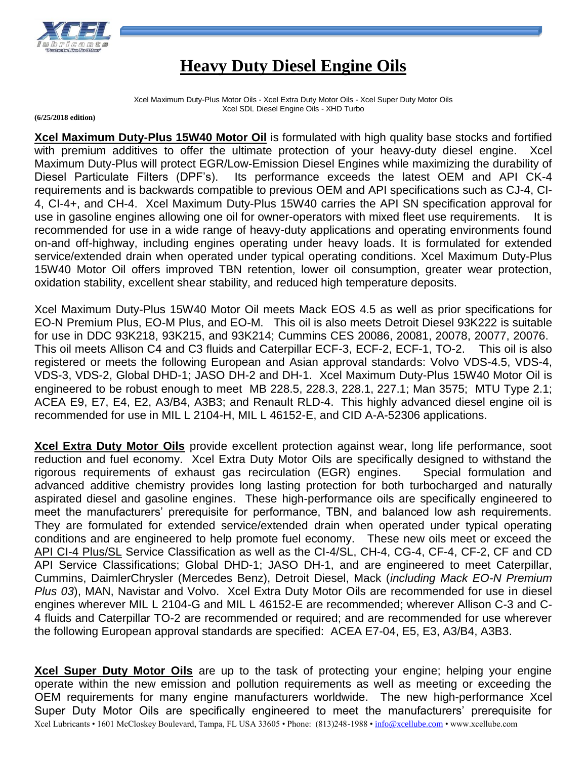# Heavy Duty Diesel Engine Oils

Xcel Maximum Duty-Plus Motor Oils - Xcel Extra Duty Motor Oils - Xcel Super Duty Motor Oils
Xcel SDL Diesel Engine Oils - XHD Turbo

**(6/25/2018 edition)**

**Xcel Maximum Duty-Plus 15W40 Motor Oil** is formulated with high quality base stocks and fortified with premium additives to offer the ultimate protection of your heavy-duty diesel engine. Xcel Maximum Duty-Plus will protect EGR/Low-Emission Diesel Engines while maximizing the durability of Diesel Particulate Filters (DPF's). Its performance exceeds the latest OEM and API CK-4 requirements and is backwards compatible to previous OEM and API specifications such as CJ-4, CI-4, CI-4+, and CH-4. Xcel Maximum Duty-Plus 15W40 carries the API SN specification approval for use in gasoline engines allowing one oil for owner-operators with mixed fleet use requirements. It is recommended for use in a wide range of heavy-duty applications and operating environments found on-and off-highway, including engines operating under heavy loads. It is formulated for extended service/extended drain when operated under typical operating conditions. Xcel Maximum Duty-Plus 15W40 Motor Oil offers improved TBN retention, lower oil consumption, greater wear protection, oxidation stability, excellent shear stability, and reduced high temperature deposits.

Xcel Maximum Duty-Plus 15W40 Motor Oil meets Mack EOS 4.5 as well as prior specifications for EO-N Premium Plus, EO-M Plus, and EO-M. This oil is also meets Detroit Diesel 93K222 is suitable for use in DDC 93K218, 93K215, and 93K214; Cummins CES 20086, 20081, 20078, 20077, 20076. This oil meets Allison C4 and C3 fluids and Caterpillar ECF-3, ECF-2, ECF-1, TO-2. This oil is also registered or meets the following European and Asian approval standards: Volvo VDS-4.5, VDS-4, VDS-3, VDS-2, Global DHD-1; JASO DH-2 and DH-1. Xcel Maximum Duty-Plus 15W40 Motor Oil is engineered to be robust enough to meet MB 228.5, 228.3, 228.1, 227.1; Man 3575; MTU Type 2.1; ACEA E9, E7, E4, E2, A3/B4, A3B3; and Renault RLD-4. This highly advanced diesel engine oil is recommended for use in MIL L 2104-H, MIL L 46152-E, and CID A-A-52306 applications.

**Xcel Extra Duty Motor Oils** provide excellent protection against wear, long life performance, soot reduction and fuel economy. Xcel Extra Duty Motor Oils are specifically designed to withstand the rigorous requirements of exhaust gas recirculation (EGR) engines. Special formulation and advanced additive chemistry provides long lasting protection for both turbocharged and naturally aspirated diesel and gasoline engines. These high-performance oils are specifically engineered to meet the manufacturers' prerequisite for performance, TBN, and balanced low ash requirements. They are formulated for extended service/extended drain when operated under typical operating conditions and are engineered to help promote fuel economy. These new oils meet or exceed the API CI-4 Plus/SL Service Classification as well as the CI-4/SL, CH-4, CG-4, CF-4, CF-2, CF and CD API Service Classifications; Global DHD-1; JASO DH-1, and are engineered to meet Caterpillar, Cummins, DaimlerChrysler (Mercedes Benz), Detroit Diesel, Mack (*including Mack EO-N Premium Plus 03*), MAN, Navistar and Volvo. Xcel Extra Duty Motor Oils are recommended for use in diesel engines wherever MIL L 2104-G and MIL L 46152-E are recommended; wherever Allison C-3 and C-4 fluids and Caterpillar TO-2 are recommended or required; and are recommended for use wherever the following European approval standards are specified: ACEA E7-04, E5, E3, A3/B4, A3B3.

**Xcel Super Duty Motor Oils** are up to the task of protecting your engine; helping your engine operate within the new emission and pollution requirements as well as meeting or exceeding the OEM requirements for many engine manufacturers worldwide. The new high-performance Xcel Super Duty Motor Oils are specifically engineered to meet the manufacturers' prerequisite for

Xcel Lubricants • 1601 McCloskey Boulevard, Tampa, FL USA 33605 • Phone: (813)248-1988 • info@xcellube.com • www.xcellube.com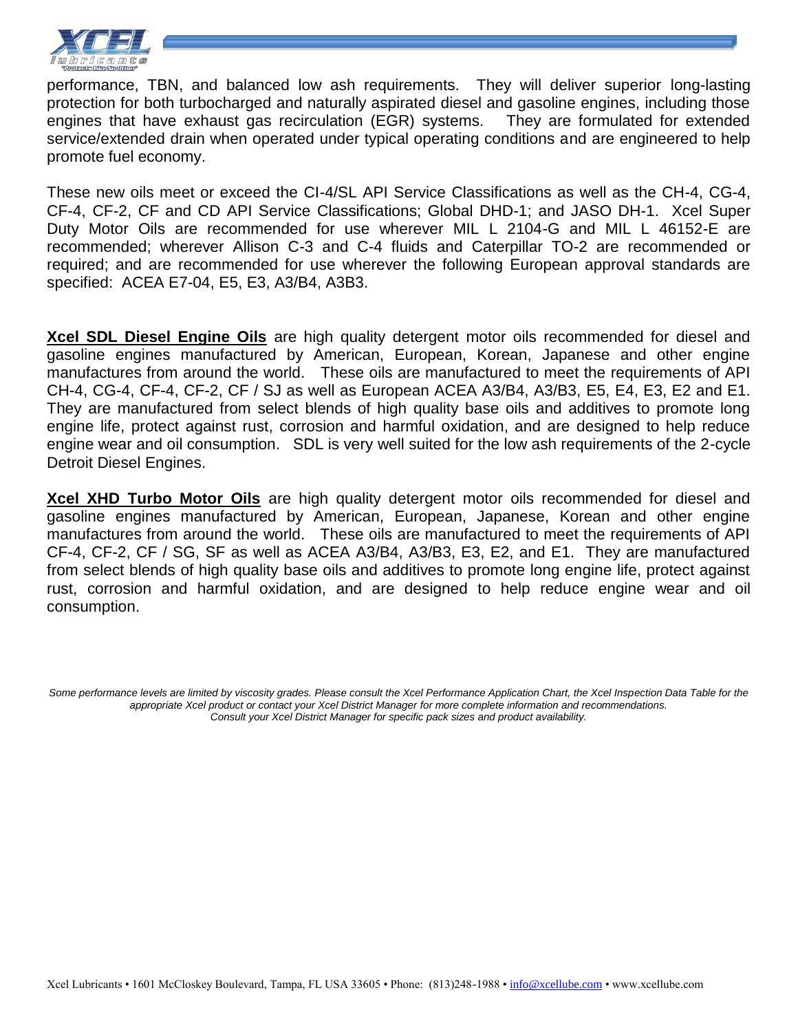performance, TBN, and balanced low ash requirements. They will deliver superior long-lasting protection for both turbocharged and naturally aspirated diesel and gasoline engines, including those engines that have exhaust gas recirculation (EGR) systems. They are formulated for extended service/extended drain when operated under typical operating conditions and are engineered to help promote fuel economy.

These new oils meet or exceed the CI-4/SL API Service Classifications as well as the CH-4, CG-4, CF-4, CF-2, CF and CD API Service Classifications; Global DHD-1; and JASO DH-1. Xcel Super Duty Motor Oils are recommended for use wherever MIL L 2104-G and MIL L 46152-E are recommended; wherever Allison C-3 and C-4 fluids and Caterpillar TO-2 are recommended or required; and are recommended for use wherever the following European approval standards are specified: ACEA E7-04, E5, E3, A3/B4, A3B3.

**Xcel SDL Diesel Engine Oils** are high quality detergent motor oils recommended for diesel and gasoline engines manufactured by American, European, Korean, Japanese and other engine manufactures from around the world. These oils are manufactured to meet the requirements of API CH-4, CG-4, CF-4, CF-2, CF / SJ as well as European ACEA A3/B4, A3/B3, E5, E4, E3, E2 and E1. They are manufactured from select blends of high quality base oils and additives to promote long engine life, protect against rust, corrosion and harmful oxidation, and are designed to help reduce engine wear and oil consumption. SDL is very well suited for the low ash requirements of the 2-cycle Detroit Diesel Engines.

**Xcel XHD Turbo Motor Oils** are high quality detergent motor oils recommended for diesel and gasoline engines manufactured by American, European, Japanese, Korean and other engine manufactures from around the world. These oils are manufactured to meet the requirements of API CF-4, CF-2, CF / SG, SF as well as ACEA A3/B4, A3/B3, E3, E2, and E1. They are manufactured from select blends of high quality base oils and additives to promote long engine life, protect against rust, corrosion and harmful oxidation, and are designed to help reduce engine wear and oil consumption.

*Some performance levels are limited by viscosity grades. Please consult the Xcel Performance Application Chart, the Xcel Inspection Data Table for the appropriate Xcel product or contact your Xcel District Manager for more complete information and recommendations.*
*Consult your Xcel District Manager for specific pack sizes and product availability.*

Xcel Lubricants • 1601 McCloskey Boulevard, Tampa, FL USA 33605 • Phone: (813)248-1988 • info@xcellube.com • www.xcellube.com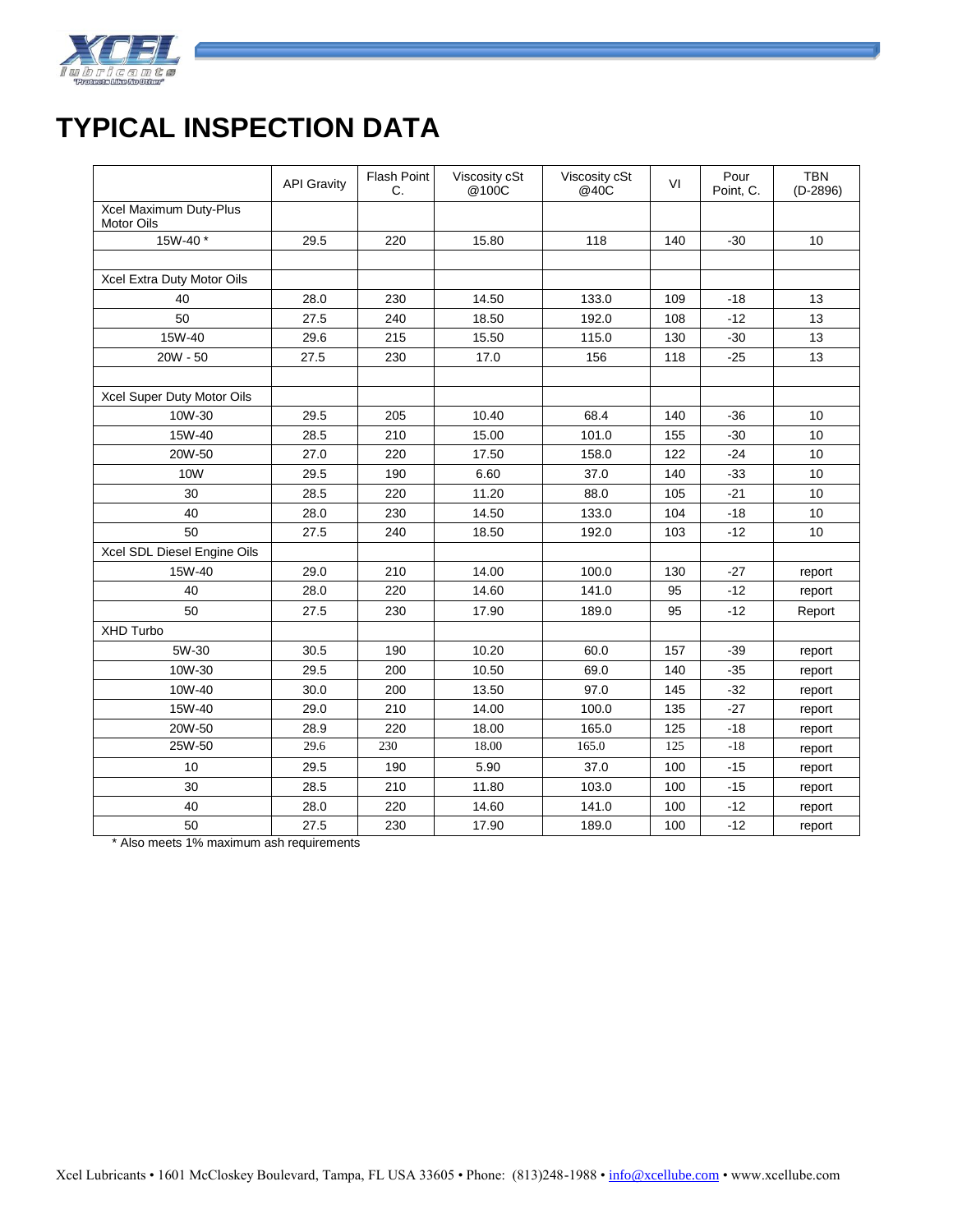# TYPICAL INSPECTION DATA

| | API Gravity | Flash Point C. | Viscosity cSt @100C | Viscosity cSt @40C | VI | Pour Point, C. | TBN (D-2896) |
|---|---|---|---|---|---|---|---|
| Xcel Maximum Duty-Plus Motor Oils | | | | | | | |
| 15W-40 * | 29.5 | 220 | 15.80 | 118 | 140 | -30 | 10 |
| | | | | | | | |
| Xcel Extra Duty Motor Oils | | | | | | | |
| 40 | 28.0 | 230 | 14.50 | 133.0 | 109 | -18 | 13 |
| 50 | 27.5 | 240 | 18.50 | 192.0 | 108 | -12 | 13 |
| 15W-40 | 29.6 | 215 | 15.50 | 115.0 | 130 | -30 | 13 |
| 20W - 50 | 27.5 | 230 | 17.0 | 156 | 118 | -25 | 13 |
| | | | | | | | |
| Xcel Super Duty Motor Oils | | | | | | | |
| 10W-30 | 29.5 | 205 | 10.40 | 68.4 | 140 | -36 | 10 |
| 15W-40 | 28.5 | 210 | 15.00 | 101.0 | 155 | -30 | 10 |
| 20W-50 | 27.0 | 220 | 17.50 | 158.0 | 122 | -24 | 10 |
| 10W | 29.5 | 190 | 6.60 | 37.0 | 140 | -33 | 10 |
| 30 | 28.5 | 220 | 11.20 | 88.0 | 105 | -21 | 10 |
| 40 | 28.0 | 230 | 14.50 | 133.0 | 104 | -18 | 10 |
| 50 | 27.5 | 240 | 18.50 | 192.0 | 103 | -12 | 10 |
| Xcel SDL Diesel Engine Oils | | | | | | | |
| 15W-40 | 29.0 | 210 | 14.00 | 100.0 | 130 | -27 | report |
| 40 | 28.0 | 220 | 14.60 | 141.0 | 95 | -12 | report |
| 50 | 27.5 | 230 | 17.90 | 189.0 | 95 | -12 | Report |
| XHD Turbo | | | | | | | |
| 5W-30 | 30.5 | 190 | 10.20 | 60.0 | 157 | -39 | report |
| 10W-30 | 29.5 | 200 | 10.50 | 69.0 | 140 | -35 | report |
| 10W-40 | 30.0 | 200 | 13.50 | 97.0 | 145 | -32 | report |
| 15W-40 | 29.0 | 210 | 14.00 | 100.0 | 135 | -27 | report |
| 20W-50 | 28.9 | 220 | 18.00 | 165.0 | 125 | -18 | report |
| 25W-50 | 29.6 | 230 | 18.00 | 165.0 | 125 | -18 | report |
| 10 | 29.5 | 190 | 5.90 | 37.0 | 100 | -15 | report |
| 30 | 28.5 | 210 | 11.80 | 103.0 | 100 | -15 | report |
| 40 | 28.0 | 220 | 14.60 | 141.0 | 100 | -12 | report |
| 50 | 27.5 | 230 | 17.90 | 189.0 | 100 | -12 | report |

* Also meets 1% maximum ash requirements

Xcel Lubricants • 1601 McCloskey Boulevard, Tampa, FL USA 33605 • Phone: (813)248-1988 • info@xcellube.com • www.xcellube.com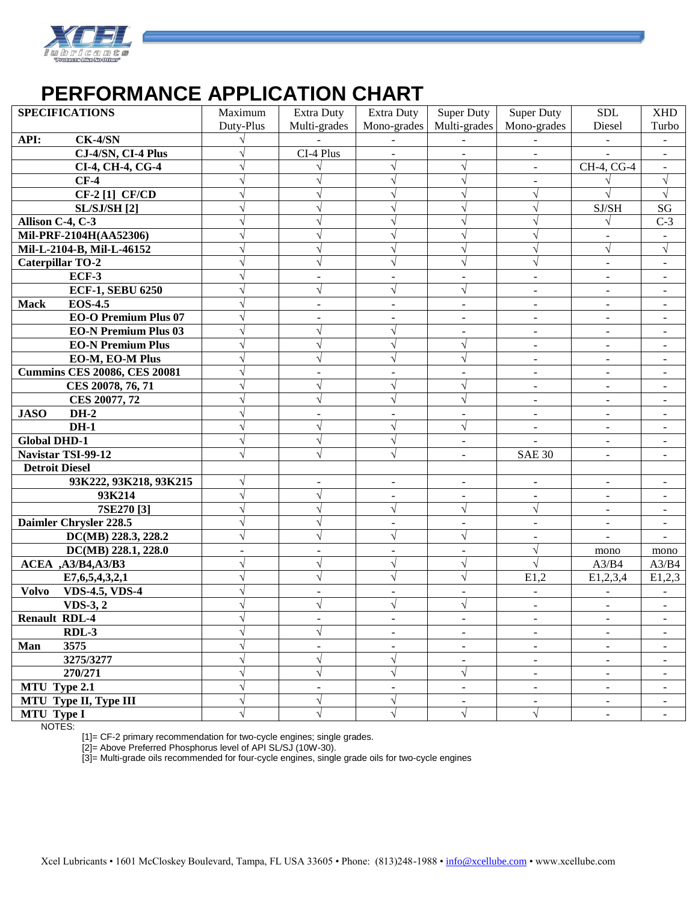# PERFORMANCE APPLICATION CHART

| SPECIFICATIONS | Maximum Duty-Plus | Extra Duty Multi-grades | Extra Duty Mono-grades | Super Duty Multi-grades | Super Duty Mono-grades | SDL Diesel | XHD Turbo |
|---|---|---|---|---|---|---|---|
| **API: CK-4/SN** | √ | - | - | - | - | - | - |
| **CJ-4/SN, CI-4 Plus** | √ | CI-4 Plus | - | - | - | - | - |
| **CI-4, CH-4, CG-4** | √ | √ | √ | √ | - | CH-4, CG-4 | - |
| **CF-4** | √ | √ | √ | √ | - | √ | √ |
| **CF-2 [1] CF/CD** | √ | √ | √ | √ | √ | √ | √ |
| **SL/SJ/SH [2]** | √ | √ | √ | √ | √ | SJ/SH | SG |
| **Allison C-4, C-3** | √ | √ | √ | √ | √ | √ | C-3 |
| **Mil-PRF-2104H(AA52306)** | √ | √ | √ | √ | √ | - | - |
| **Mil-L-2104-B, Mil-L-46152** | √ | √ | √ | √ | √ | √ | √ |
| **Caterpillar TO-2** | √ | √ | √ | √ | √ | - | - |
| **ECF-3** | √ | - | - | - | - | - | - |
| **ECF-1, SEBU 6250** | √ | √ | √ | √ | - | - | - |
| **Mack EOS-4.5** | √ | - | - | - | - | - | - |
| **EO-O Premium Plus 07** | √ | - | - | - | - | - | - |
| **EO-N Premium Plus 03** | √ | √ | √ | - | - | - | - |
| **EO-N Premium Plus** | √ | √ | √ | √ | - | - | - |
| **EO-M, EO-M Plus** | √ | √ | √ | √ | - | - | - |
| **Cummins CES 20086, CES 20081** | √ | - | - | - | - | - | - |
| **CES 20078, 76, 71** | √ | √ | √ | √ | - | - | - |
| **CES 20077, 72** | √ | √ | √ | √ | - | - | - |
| **JASO DH-2** | √ | - | - | - | - | - | - |
| **DH-1** | √ | √ | √ | √ | - | - | - |
| **Global DHD-1** | √ | √ | √ | - | - | - | - |
| **Navistar TSI-99-12** | √ | √ | √ | - | SAE 30 | - | - |
| **Detroit Diesel** | | | | | | | |
| **93K222, 93K218, 93K215** | √ | - | - | - | - | - | - |
| **93K214** | √ | √ | - | - | - | - | - |
| **7SE270 [3]** | √ | √ | √ | √ | √ | - | - |
| **Daimler Chrysler 228.5** | √ | √ | - | - | - | - | - |
| **DC(MB) 228.3, 228.2** | √ | √ | √ | √ | - | - | - |
| **DC(MB) 228.1, 228.0** | - | - | - | - | √ | mono | mono |
| **ACEA ,A3/B4,A3/B3** | √ | √ | √ | √ | √ | A3/B4 | A3/B4 |
| **E7,6,5,4,3,2,1** | √ | √ | √ | √ | E1,2 | E1,2,3,4 | E1,2,3 |
| **Volvo VDS-4.5, VDS-4** | √ | - | - | - | - | - | - |
| **VDS-3, 2** | √ | √ | √ | √ | - | - | - |
| **Renault RDL-4** | √ | - | - | - | - | - | - |
| **RDL-3** | √ | √ | - | - | - | - | - |
| **Man 3575** | √ | - | - | - | - | - | - |
| **3275/3277** | √ | √ | √ | - | - | - | - |
| **270/271** | √ | √ | √ | √ | - | - | - |
| **MTU Type 2.1** | √ | - | - | - | - | - | - |
| **MTU Type II, Type III** | √ | √ | √ | - | - | - | - |
| **MTU Type I** | √ | √ | √ | √ | √ | - | - |

NOTES:

[1]= CF-2 primary recommendation for two-cycle engines; single grades.

[2]= Above Preferred Phosphorus level of API SL/SJ (10W-30).

[3]= Multi-grade oils recommended for four-cycle engines, single grade oils for two-cycle engines

Xcel Lubricants • 1601 McCloskey Boulevard, Tampa, FL USA 33605 • Phone: (813)248-1988 • info@xcellube.com • www.xcellube.com